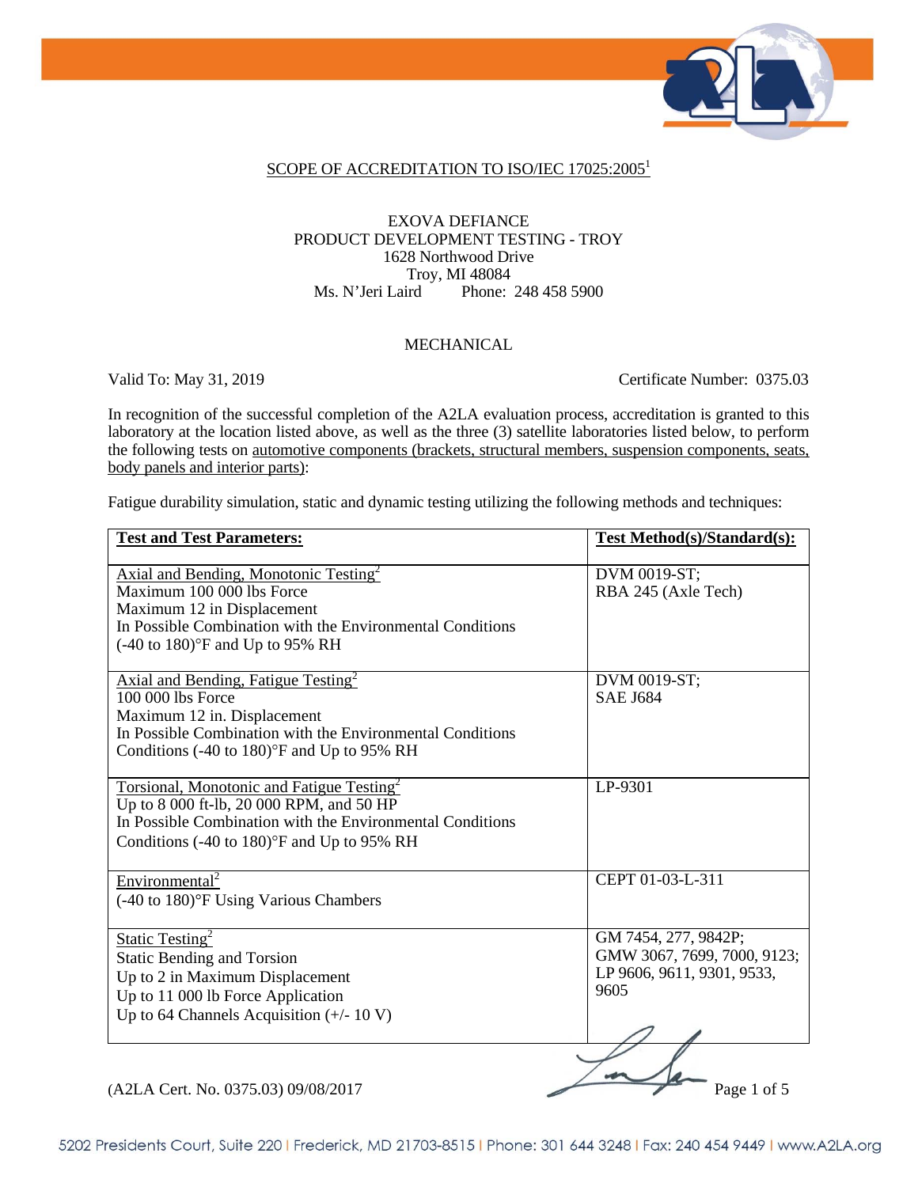## SCOPE OF ACCREDITATION TO ISO/IEC 17025:2005[1]

EXOVA DEFIANCE
PRODUCT DEVELOPMENT TESTING - TROY
1628 Northwood Drive
Troy, MI 48084
Ms. N'Jeri Laird Phone: 248 458 5900

### MECHANICAL

Valid To: May 31, 2019 Certificate Number: 0375.03

In recognition of the successful completion of the A2LA evaluation process, accreditation is granted to this laboratory at the location listed above, as well as the three (3) satellite laboratories listed below, to perform the following tests on automotive components (brackets, structural members, suspension components, seats, body panels and interior parts):

Fatigue durability simulation, static and dynamic testing utilizing the following methods and techniques:

| **Test and Test Parameters:** | **Test Method(s)/Standard(s):** |
|---|---|
| Axial and Bending, Monotonic Testing[2]<br>Maximum 100 000 lbs Force<br>Maximum 12 in Displacement<br>In Possible Combination with the Environmental Conditions<br>(-40 to 180)°F and Up to 95% RH | DVM 0019-ST;<br>RBA 245 (Axle Tech) |
| Axial and Bending, Fatigue Testing[2]<br>100 000 lbs Force<br>Maximum 12 in. Displacement<br>In Possible Combination with the Environmental Conditions<br>Conditions (-40 to 180)°F and Up to 95% RH | DVM 0019-ST;<br>SAE J684 |
| Torsional, Monotonic and Fatigue Testing[2]<br>Up to 8 000 ft-lb, 20 000 RPM, and 50 HP<br>In Possible Combination with the Environmental Conditions<br>Conditions (-40 to 180)°F and Up to 95% RH | LP-9301 |
| Environmental[2]<br>(-40 to 180)°F Using Various Chambers | CEPT 01-03-L-311 |
| Static Testing[2]<br>Static Bending and Torsion<br>Up to 2 in Maximum Displacement<br>Up to 11 000 lb Force Application<br>Up to 64 Channels Acquisition (+/- 10 V) | GM 7454, 277, 9842P;<br>GMW 3067, 7699, 7000, 9123;<br>LP 9606, 9611, 9301, 9533, 9605 |

(A2LA Cert. No. 0375.03) 09/08/2017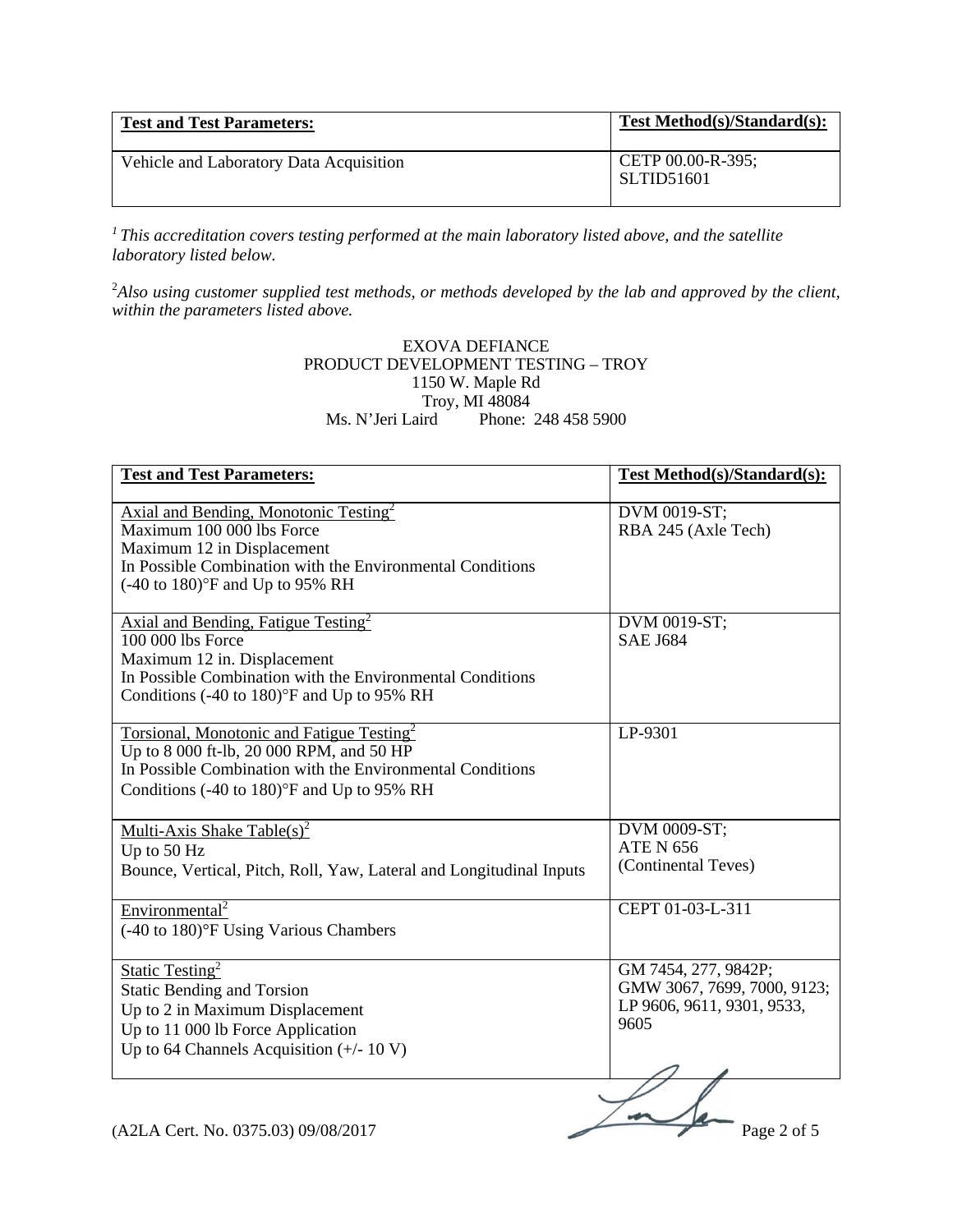| **Test and Test Parameters:** | **Test Method(s)/Standard(s):** |
| --- | --- |
| Vehicle and Laboratory Data Acquisition | CETP 00.00-R-395; SLTID51601 |

[1] *This accreditation covers testing performed at the main laboratory listed above, and the satellite laboratory listed below.*

[2] *Also using customer supplied test methods, or methods developed by the lab and approved by the client, within the parameters listed above.*

EXOVA DEFIANCE
PRODUCT DEVELOPMENT TESTING – TROY
1150 W. Maple Rd
Troy, MI 48084
Ms. N'Jeri Laird    Phone: 248 458 5900

| **Test and Test Parameters:** | **Test Method(s)/Standard(s):** |
| --- | --- |
| Axial and Bending, Monotonic Testing[2]<br>Maximum 100 000 lbs Force<br>Maximum 12 in Displacement<br>In Possible Combination with the Environmental Conditions<br>(-40 to 180)°F and Up to 95% RH | DVM 0019-ST;<br>RBA 245 (Axle Tech) |
| Axial and Bending, Fatigue Testing[2]<br>100 000 lbs Force<br>Maximum 12 in. Displacement<br>In Possible Combination with the Environmental Conditions<br>Conditions (-40 to 180)°F and Up to 95% RH | DVM 0019-ST;<br>SAE J684 |
| Torsional, Monotonic and Fatigue Testing[2]<br>Up to 8 000 ft-lb, 20 000 RPM, and 50 HP<br>In Possible Combination with the Environmental Conditions<br>Conditions (-40 to 180)°F and Up to 95% RH | LP-9301 |
| Multi-Axis Shake Table(s)[2]<br>Up to 50 Hz<br>Bounce, Vertical, Pitch, Roll, Yaw, Lateral and Longitudinal Inputs | DVM 0009-ST;<br>ATE N 656<br>(Continental Teves) |
| Environmental[2]<br>(-40 to 180)°F Using Various Chambers | CEPT 01-03-L-311 |
| Static Testing[2]<br>Static Bending and Torsion<br>Up to 2 in Maximum Displacement<br>Up to 11 000 lb Force Application<br>Up to 64 Channels Acquisition (+/- 10 V) | GM 7454, 277, 9842P;<br>GMW 3067, 7699, 7000, 9123;<br>LP 9606, 9611, 9301, 9533, 9605 |

(A2LA Cert. No. 0375.03) 09/08/2017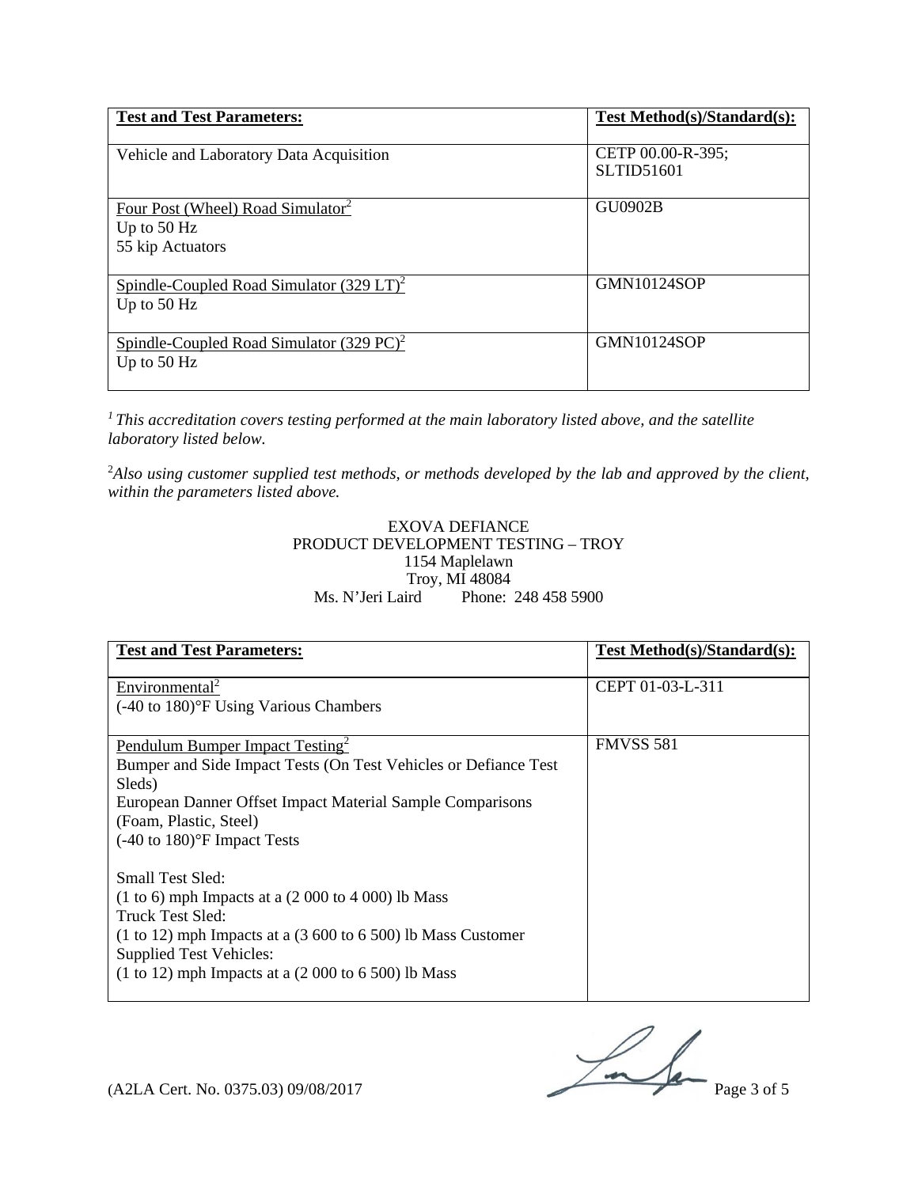| Test and Test Parameters: | Test Method(s)/Standard(s): |
|---|---|
| Vehicle and Laboratory Data Acquisition | CETP 00.00-R-395; SLTID51601 |
| Four Post (Wheel) Road Simulator[2]<br>Up to 50 Hz<br>55 kip Actuators | GU0902B |
| Spindle-Coupled Road Simulator (329 LT)[2]<br>Up to 50 Hz | GMN10124SOP |
| Spindle-Coupled Road Simulator (329 PC)[2]<br>Up to 50 Hz | GMN10124SOP |

[1] *This accreditation covers testing performed at the main laboratory listed above, and the satellite laboratory listed below.*

[2] *Also using customer supplied test methods, or methods developed by the lab and approved by the client, within the parameters listed above.*

EXOVA DEFIANCE
PRODUCT DEVELOPMENT TESTING – TROY
1154 Maplelawn
Troy, MI 48084
Ms. N'Jeri Laird Phone: 248 458 5900

| Test and Test Parameters: | Test Method(s)/Standard(s): |
|---|---|
| Environmental[2]<br>(-40 to 180)°F Using Various Chambers | CEPT 01-03-L-311 |
| Pendulum Bumper Impact Testing[2]<br>Bumper and Side Impact Tests (On Test Vehicles or Defiance Test Sleds)<br>European Danner Offset Impact Material Sample Comparisons (Foam, Plastic, Steel)<br>(-40 to 180)°F Impact Tests<br><br>Small Test Sled:<br>(1 to 6) mph Impacts at a (2 000 to 4 000) lb Mass<br>Truck Test Sled:<br>(1 to 12) mph Impacts at a (3 600 to 6 500) lb Mass Customer Supplied Test Vehicles:<br>(1 to 12) mph Impacts at a (2 000 to 6 500) lb Mass | FMVSS 581 |

(A2LA Cert. No. 0375.03) 09/08/2017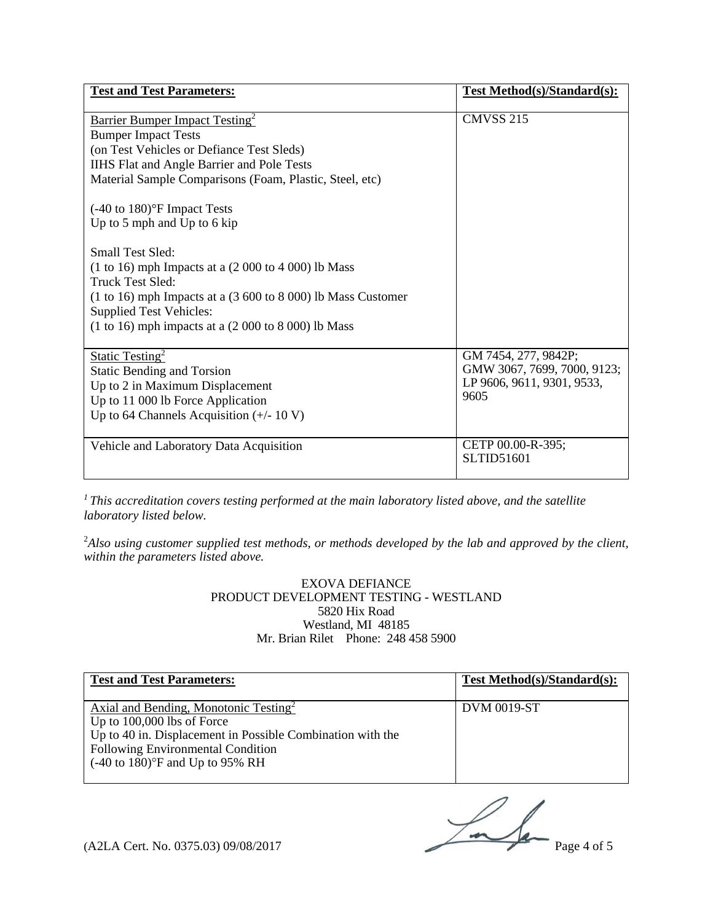| Test and Test Parameters: | Test Method(s)/Standard(s): |
| --- | --- |
| Barrier Bumper Impact Testing[2]<br>Bumper Impact Tests<br>(on Test Vehicles or Defiance Test Sleds)<br>IIHS Flat and Angle Barrier and Pole Tests<br>Material Sample Comparisons (Foam, Plastic, Steel, etc)<br><br>(-40 to 180)°F Impact Tests<br>Up to 5 mph and Up to 6 kip<br><br>Small Test Sled:<br>(1 to 16) mph Impacts at a (2 000 to 4 000) lb Mass<br>Truck Test Sled:<br>(1 to 16) mph Impacts at a (3 600 to 8 000) lb Mass Customer<br>Supplied Test Vehicles:<br>(1 to 16) mph impacts at a (2 000 to 8 000) lb Mass | CMVSS 215 |
| Static Testing[2]<br>Static Bending and Torsion<br>Up to 2 in Maximum Displacement<br>Up to 11 000 lb Force Application<br>Up to 64 Channels Acquisition (+/- 10 V) | GM 7454, 277, 9842P;<br>GMW 3067, 7699, 7000, 9123;<br>LP 9606, 9611, 9301, 9533, 9605 |
| Vehicle and Laboratory Data Acquisition | CETP 00.00-R-395;<br>SLTID51601 |

[1] *This accreditation covers testing performed at the main laboratory listed above, and the satellite laboratory listed below.*

[2] *Also using customer supplied test methods, or methods developed by the lab and approved by the client, within the parameters listed above.*

EXOVA DEFIANCE
PRODUCT DEVELOPMENT TESTING - WESTLAND
5820 Hix Road
Westland, MI 48185
Mr. Brian Rilet Phone: 248 458 5900

| Test and Test Parameters: | Test Method(s)/Standard(s): |
| --- | --- |
| Axial and Bending, Monotonic Testing[2]<br>Up to 100,000 lbs of Force<br>Up to 40 in. Displacement in Possible Combination with the Following Environmental Condition<br>(-40 to 180)°F and Up to 95% RH | DVM 0019-ST |

(A2LA Cert. No. 0375.03) 09/08/2017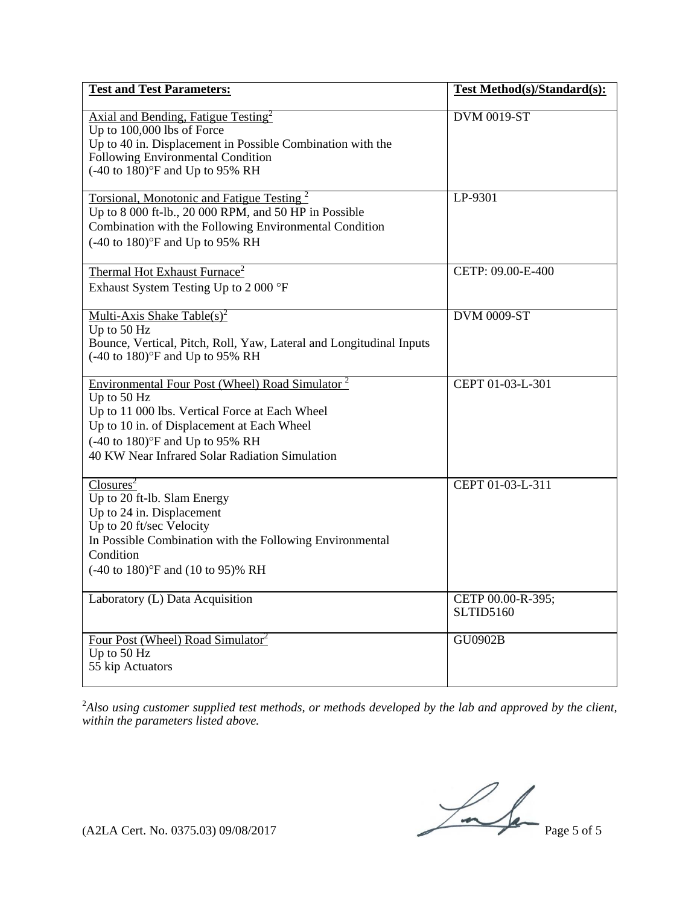| Test and Test Parameters: | Test Method(s)/Standard(s): |
|---|---|
| Axial and Bending, Fatigue Testing[2]<br>Up to 100,000 lbs of Force<br>Up to 40 in. Displacement in Possible Combination with the Following Environmental Condition<br>(-40 to 180)°F and Up to 95% RH | DVM 0019-ST |
| Torsional, Monotonic and Fatigue Testing [2]<br>Up to 8 000 ft-lb., 20 000 RPM, and 50 HP in Possible Combination with the Following Environmental Condition<br>(-40 to 180)°F and Up to 95% RH | LP-9301 |
| Thermal Hot Exhaust Furnace[2]<br>Exhaust System Testing Up to 2 000 °F | CETP: 09.00-E-400 |
| Multi-Axis Shake Table(s)[2]<br>Up to 50 Hz<br>Bounce, Vertical, Pitch, Roll, Yaw, Lateral and Longitudinal Inputs<br>(-40 to 180)°F and Up to 95% RH | DVM 0009-ST |
| Environmental Four Post (Wheel) Road Simulator [2]<br>Up to 50 Hz<br>Up to 11 000 lbs. Vertical Force at Each Wheel<br>Up to 10 in. of Displacement at Each Wheel<br>(-40 to 180)°F and Up to 95% RH<br>40 KW Near Infrared Solar Radiation Simulation | CEPT 01-03-L-301 |
| Closures[2]<br>Up to 20 ft-lb. Slam Energy<br>Up to 24 in. Displacement<br>Up to 20 ft/sec Velocity<br>In Possible Combination with the Following Environmental Condition<br>(-40 to 180)°F and (10 to 95)% RH | CEPT 01-03-L-311 |
| Laboratory (L) Data Acquisition | CETP 00.00-R-395;<br>SLTID5160 |
| Four Post (Wheel) Road Simulator[2]<br>Up to 50 Hz<br>55 kip Actuators | GU0902B |

[2]*Also using customer supplied test methods, or methods developed by the lab and approved by the client, within the parameters listed above.*

(A2LA Cert. No. 0375.03) 09/08/2017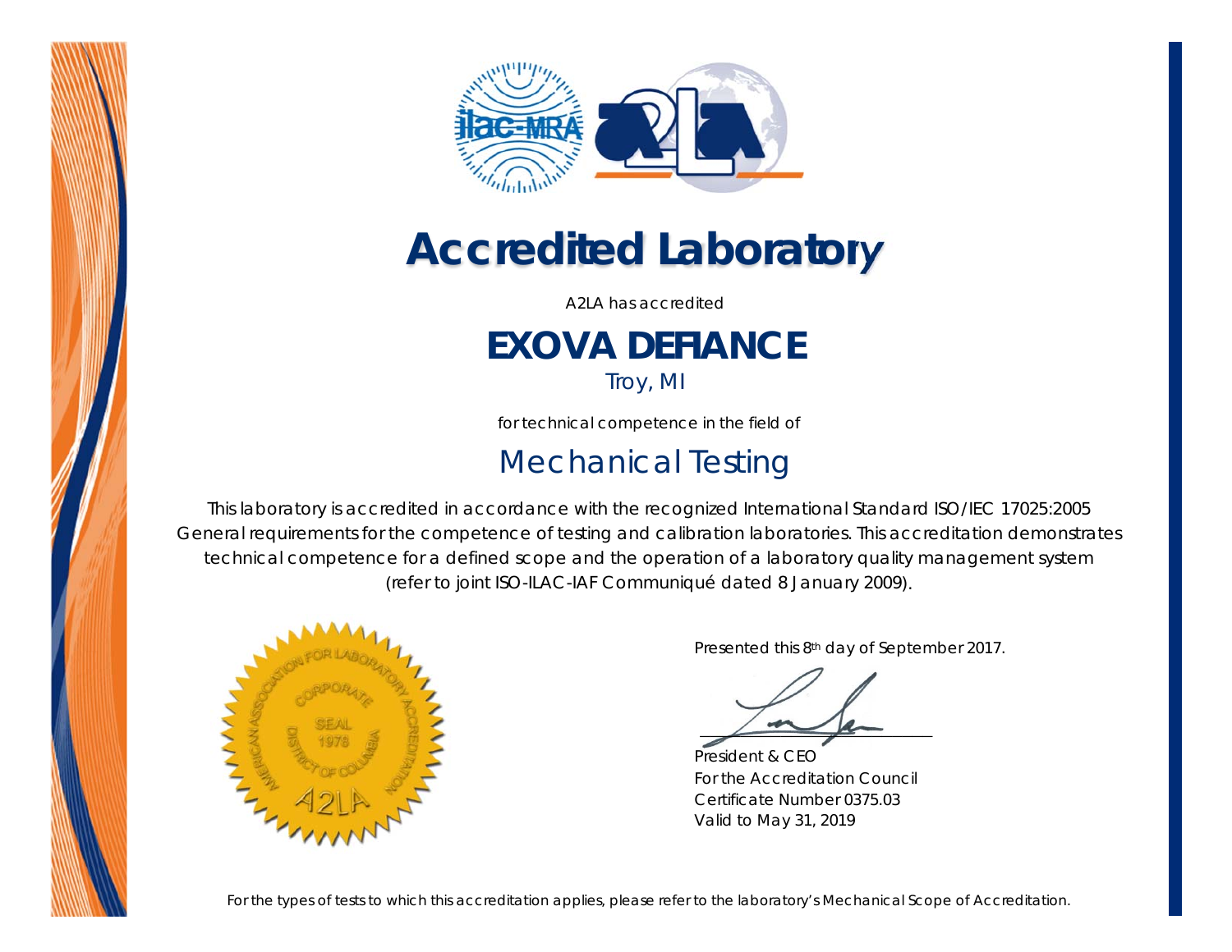# Accredited Laboratory

A2LA has accredited

## EXOVA DEFIANCE

Troy, MI

for technical competence in the field of

## Mechanical Testing

This laboratory is accredited in accordance with the recognized International Standard ISO/IEC 17025:2005 General requirements for the competence of testing and calibration laboratories. This accreditation demonstrates technical competence for a defined scope and the operation of a laboratory quality management system (refer to joint ISO-ILAC-IAF Communiqué dated 8 January 2009).

Presented this 8th day of September 2017.

President & CEO
For the Accreditation Council
Certificate Number 0375.03
Valid to May 31, 2019

For the types of tests to which this accreditation applies, please refer to the laboratory's Mechanical Scope of Accreditation.